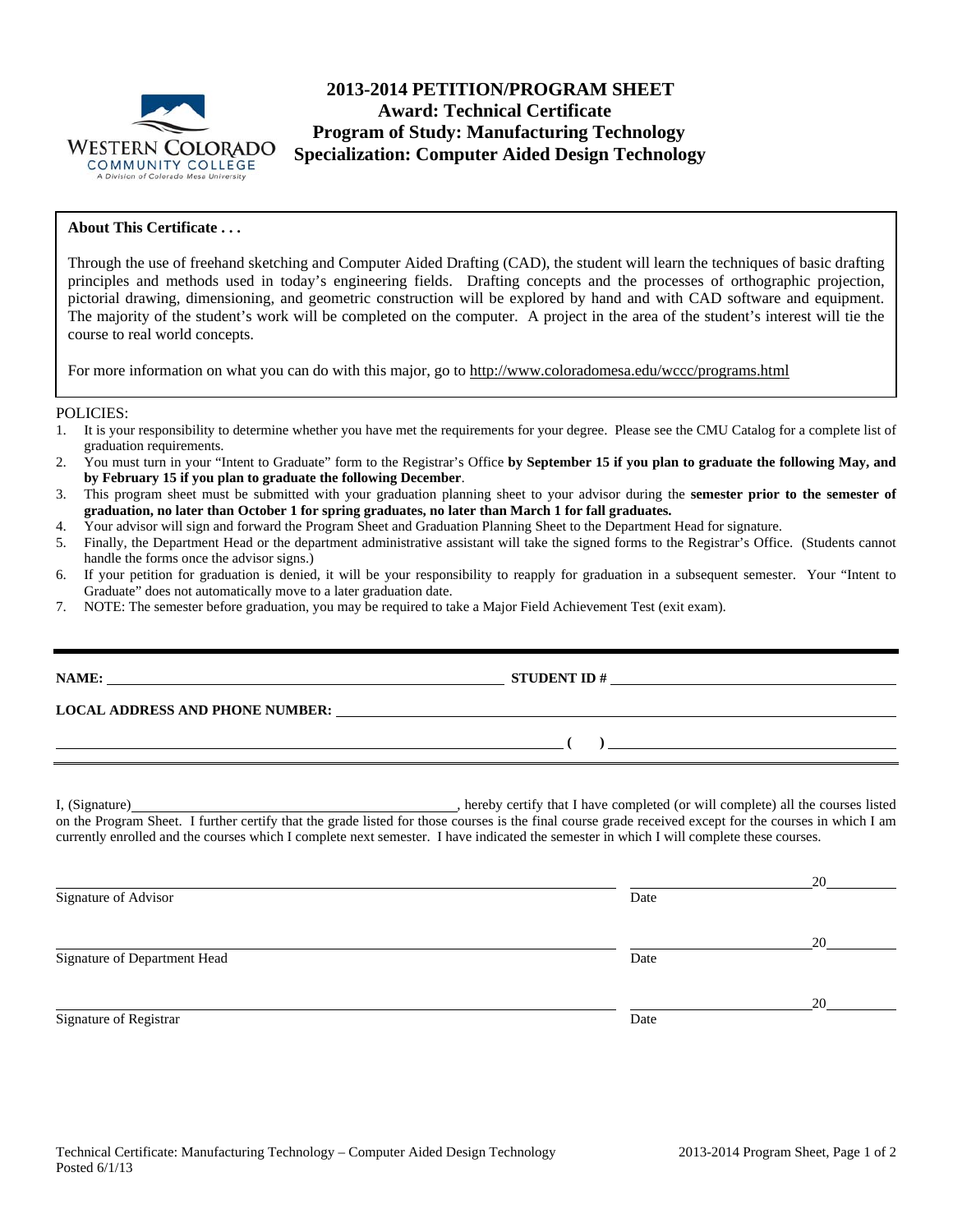# 2013-2014 PETITION/PROGRAM SHEET
## Award: Technical Certificate
## Program of Study: Manufacturing Technology
## Specialization: Computer Aided Design Technology

**About This Certificate . . .**

Through the use of freehand sketching and Computer Aided Drafting (CAD), the student will learn the techniques of basic drafting principles and methods used in today's engineering fields. Drafting concepts and the processes of orthographic projection, pictorial drawing, dimensioning, and geometric construction will be explored by hand and with CAD software and equipment. The majority of the student's work will be completed on the computer. A project in the area of the student's interest will tie the course to real world concepts.

For more information on what you can do with this major, go to http://www.coloradomesa.edu/wccc/programs.html

POLICIES:

1. It is your responsibility to determine whether you have met the requirements for your degree. Please see the CMU Catalog for a complete list of graduation requirements.
2. You must turn in your "Intent to Graduate" form to the Registrar's Office **by September 15 if you plan to graduate the following May, and by February 15 if you plan to graduate the following December**.
3. This program sheet must be submitted with your graduation planning sheet to your advisor during the **semester prior to the semester of graduation, no later than October 1 for spring graduates, no later than March 1 for fall graduates.**
4. Your advisor will sign and forward the Program Sheet and Graduation Planning Sheet to the Department Head for signature.
5. Finally, the Department Head or the department administrative assistant will take the signed forms to the Registrar's Office. (Students cannot handle the forms once the advisor signs.)
6. If your petition for graduation is denied, it will be your responsibility to reapply for graduation in a subsequent semester. Your "Intent to Graduate" does not automatically move to a later graduation date.
7. NOTE: The semester before graduation, you may be required to take a Major Field Achievement Test (exit exam).

**NAME:** ______________________ **STUDENT ID #** ______________________

**LOCAL ADDRESS AND PHONE NUMBER:** ______________________

______________________ **( )** ______________________

I, (Signature) ______________________, hereby certify that I have completed (or will complete) all the courses listed on the Program Sheet. I further certify that the grade listed for those courses is the final course grade received except for the courses in which I am currently enrolled and the courses which I complete next semester. I have indicated the semester in which I will complete these courses.

______________________ ______________ 20____
Signature of Advisor Date

______________________ ______________ 20____
Signature of Department Head Date

______________________ ______________ 20____
Signature of Registrar Date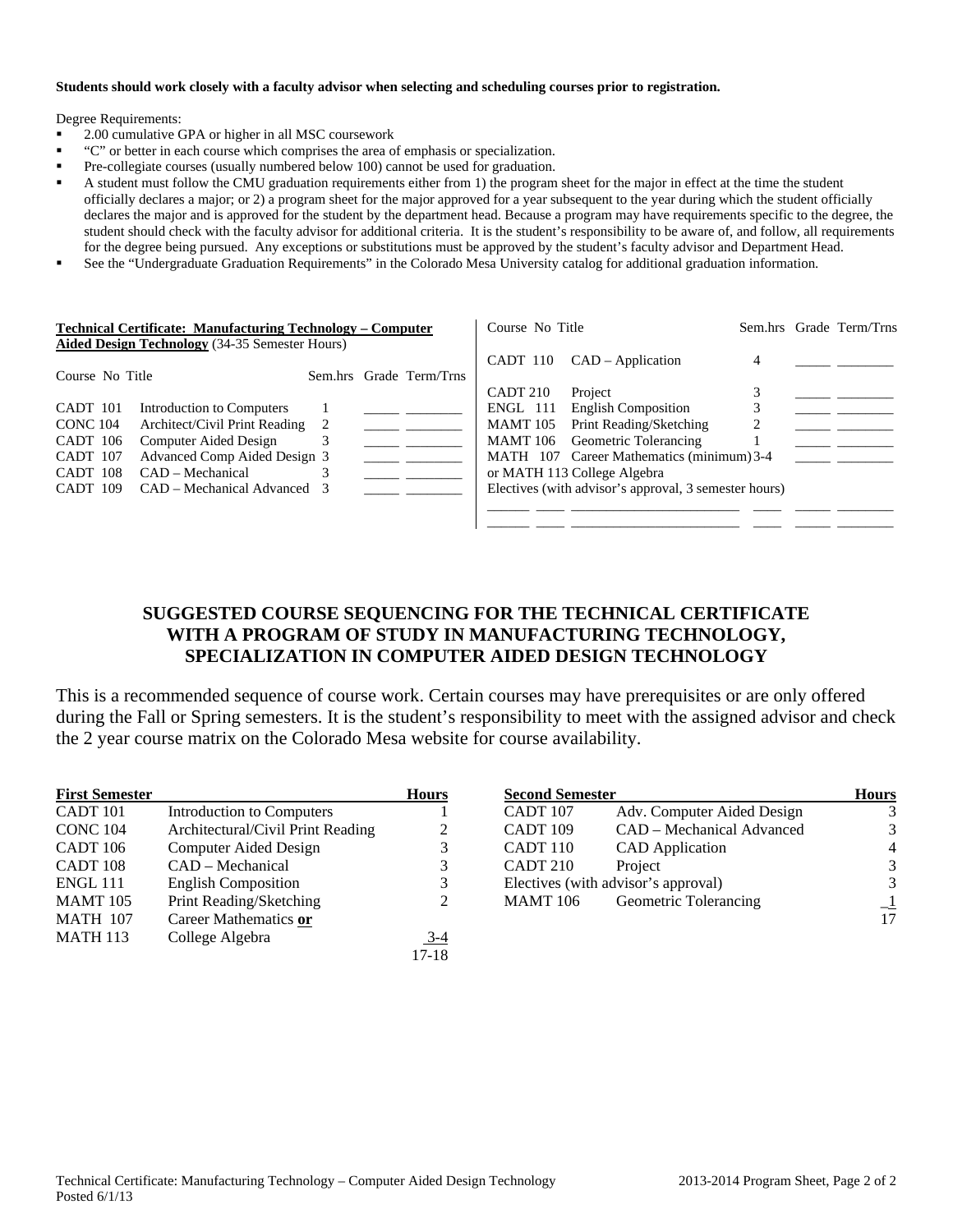**Students should work closely with a faculty advisor when selecting and scheduling courses prior to registration.**

Degree Requirements:

- 2.00 cumulative GPA or higher in all MSC coursework
- "C" or better in each course which comprises the area of emphasis or specialization.
- Pre-collegiate courses (usually numbered below 100) cannot be used for graduation.
- A student must follow the CMU graduation requirements either from 1) the program sheet for the major in effect at the time the student officially declares a major; or 2) a program sheet for the major approved for a year subsequent to the year during which the student officially declares the major and is approved for the student by the department head. Because a program may have requirements specific to the degree, the student should check with the faculty advisor for additional criteria. It is the student's responsibility to be aware of, and follow, all requirements for the degree being pursued. Any exceptions or substitutions must be approved by the student's faculty advisor and Department Head.
- See the "Undergraduate Graduation Requirements" in the Colorado Mesa University catalog for additional graduation information.

**Technical Certificate: Manufacturing Technology – Computer Aided Design Technology** (34-35 Semester Hours)

| Course No | Title | Sem.hrs | Grade | Term/Trns |
|---|---|---|---|---|
| CADT 101 | Introduction to Computers | 1 | _____ | ________ |
| CONC 104 | Architect/Civil Print Reading | 2 | _____ | ________ |
| CADT 106 | Computer Aided Design | 3 | _____ | ________ |
| CADT 107 | Advanced Comp Aided Design | 3 | _____ | ________ |
| CADT 108 | CAD – Mechanical | 3 | _____ | ________ |
| CADT 109 | CAD – Mechanical Advanced | 3 | _____ | ________ |
| CADT 110 | CAD – Application | 4 | _____ | ________ |
| CADT 210 | Project | 3 | _____ | ________ |
| ENGL 111 | English Composition | 3 | _____ | ________ |
| MAMT 105 | Print Reading/Sketching | 2 | _____ | ________ |
| MAMT 106 | Geometric Tolerancing | 1 | _____ | ________ |
| MATH 107 | Career Mathematics (minimum) | 3-4 | _____ | ________ |
| or MATH 113 College Algebra | | | | |
| Electives (with advisor's approval, 3 semester hours) | | | | |
| ______ | ____ ______________________ | ____ | _____ | ________ |
| ______ | ____ ______________________ | ____ | _____ | ________ |

## SUGGESTED COURSE SEQUENCING FOR THE TECHNICAL CERTIFICATE WITH A PROGRAM OF STUDY IN MANUFACTURING TECHNOLOGY, SPECIALIZATION IN COMPUTER AIDED DESIGN TECHNOLOGY

This is a recommended sequence of course work. Certain courses may have prerequisites or are only offered during the Fall or Spring semesters. It is the student's responsibility to meet with the assigned advisor and check the 2 year course matrix on the Colorado Mesa website for course availability.

| First Semester | | Hours |
|---|---|---|
| CADT 101 | Introduction to Computers | 1 |
| CONC 104 | Architectural/Civil Print Reading | 2 |
| CADT 106 | Computer Aided Design | 3 |
| CADT 108 | CAD – Mechanical | 3 |
| ENGL 111 | English Composition | 3 |
| MAMT 105 | Print Reading/Sketching | 2 |
| MATH 107 | Career Mathematics **or** | |
| MATH 113 | College Algebra | 3-4 |
| | | 17-18 |

| Second Semester | | Hours |
|---|---|---|
| CADT 107 | Adv. Computer Aided Design | 3 |
| CADT 109 | CAD – Mechanical Advanced | 3 |
| CADT 110 | CAD Application | 4 |
| CADT 210 | Project | 3 |
| Electives (with advisor's approval) | | 3 |
| MAMT 106 | Geometric Tolerancing | 1 |
| | | 17 |

Technical Certificate: Manufacturing Technology – Computer Aided Design Technology
Posted 6/1/13